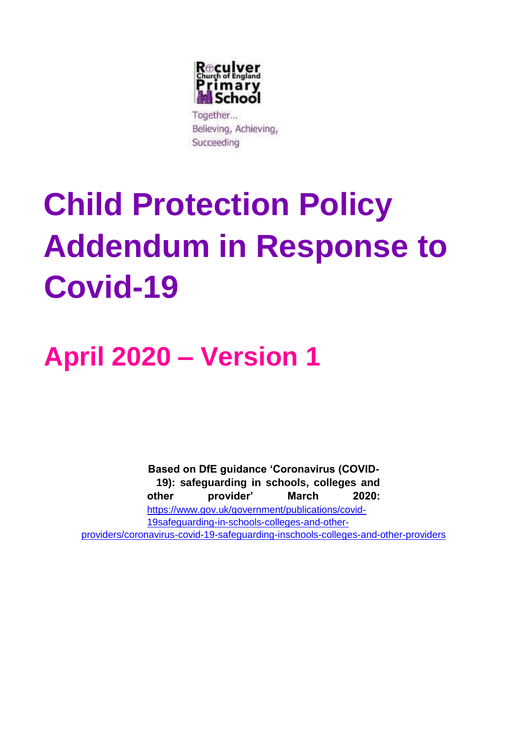Reculver Church of England Primary School

Together... Believing, Achieving, Succeeding

# Child Protection Policy Addendum in Response to Covid-19

## April 2020 – Version 1

**Based on DfE guidance 'Coronavirus (COVID-19): safeguarding in schools, colleges and other provider' March 2020:** https://www.gov.uk/government/publications/covid-19safeguarding-in-schools-colleges-and-other-providers/coronavirus-covid-19-safeguarding-inschools-colleges-and-other-providers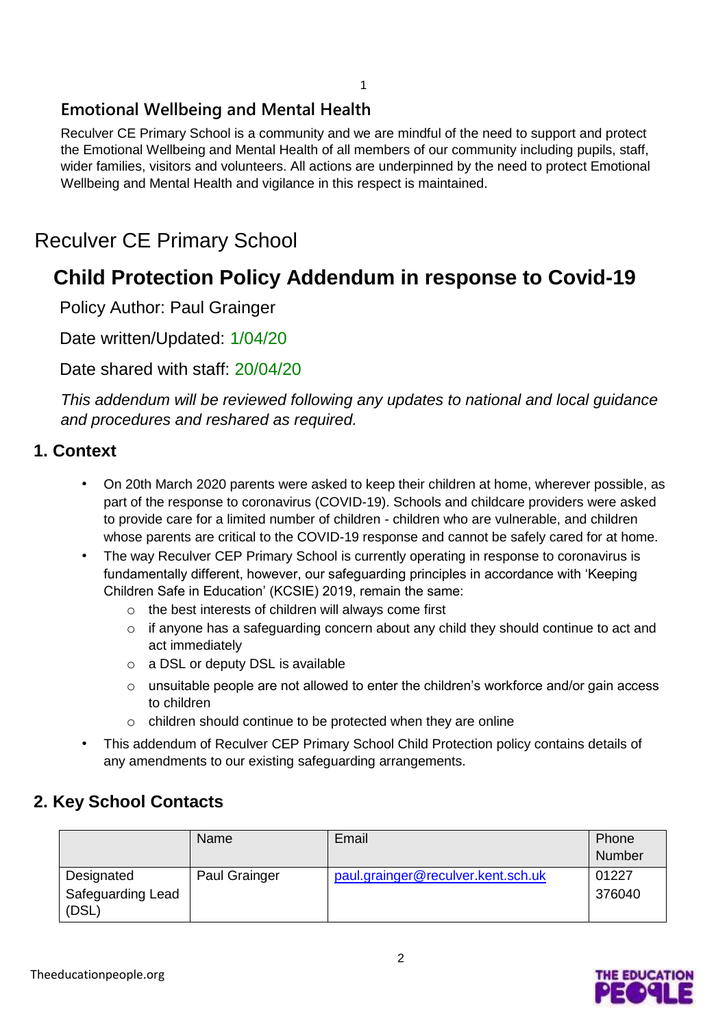## Emotional Wellbeing and Mental Health

Reculver CE Primary School is a community and we are mindful of the need to support and protect the Emotional Wellbeing and Mental Health of all members of our community including pupils, staff, wider families, visitors and volunteers. All actions are underpinned by the need to protect Emotional Wellbeing and Mental Health and vigilance in this respect is maintained.

# Reculver CE Primary School

# Child Protection Policy Addendum in response to Covid-19

Policy Author: Paul Grainger

Date written/Updated: 1/04/20

Date shared with staff: 20/04/20

*This addendum will be reviewed following any updates to national and local guidance and procedures and reshared as required.*

## 1. Context

- On 20th March 2020 parents were asked to keep their children at home, wherever possible, as part of the response to coronavirus (COVID-19). Schools and childcare providers were asked to provide care for a limited number of children - children who are vulnerable, and children whose parents are critical to the COVID-19 response and cannot be safely cared for at home.
- The way Reculver CEP Primary School is currently operating in response to coronavirus is fundamentally different, however, our safeguarding principles in accordance with 'Keeping Children Safe in Education' (KCSIE) 2019, remain the same:
  - the best interests of children will always come first
  - if anyone has a safeguarding concern about any child they should continue to act and act immediately
  - a DSL or deputy DSL is available
  - unsuitable people are not allowed to enter the children's workforce and/or gain access to children
  - children should continue to be protected when they are online
- This addendum of Reculver CEP Primary School Child Protection policy contains details of any amendments to our existing safeguarding arrangements.

## 2. Key School Contacts

| | Name | Email | Phone Number |
|---|---|---|---|
| Designated Safeguarding Lead (DSL) | Paul Grainger | paul.grainger@reculver.kent.sch.uk | 01227 376040 |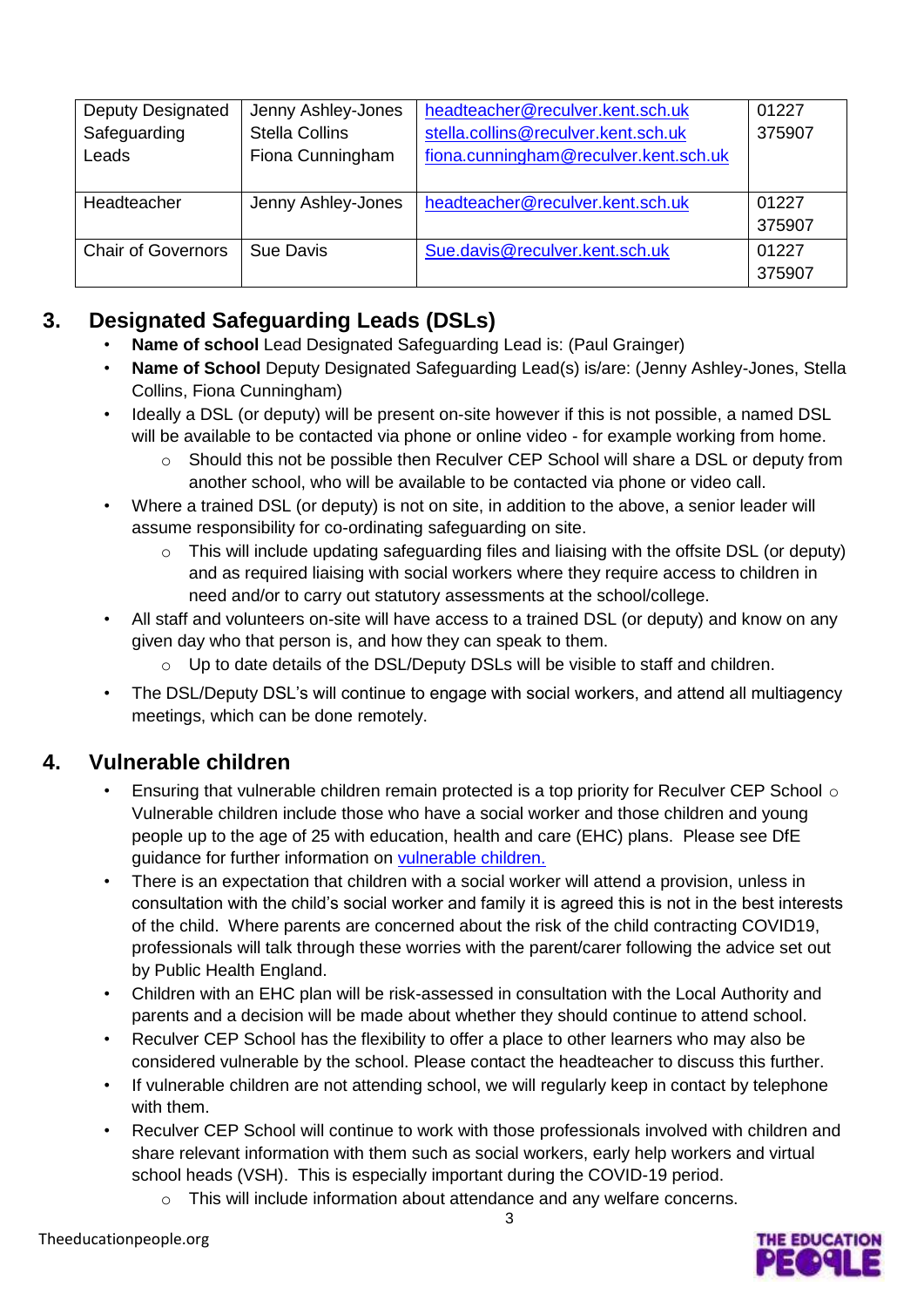| Deputy Designated Safeguarding Leads | Jenny Ashley-Jones<br>Stella Collins<br>Fiona Cunningham | headteacher@reculver.kent.sch.uk<br>stella.collins@reculver.kent.sch.uk<br>fiona.cunningham@reculver.kent.sch.uk | 01227 375907 |
|---|---|---|---|
| Headteacher | Jenny Ashley-Jones | headteacher@reculver.kent.sch.uk | 01227 375907 |
| Chair of Governors | Sue Davis | Sue.davis@reculver.kent.sch.uk | 01227 375907 |

## 3. Designated Safeguarding Leads (DSLs)

- **Name of school** Lead Designated Safeguarding Lead is: (Paul Grainger)
- **Name of School** Deputy Designated Safeguarding Lead(s) is/are: (Jenny Ashley-Jones, Stella Collins, Fiona Cunningham)
- Ideally a DSL (or deputy) will be present on-site however if this is not possible, a named DSL will be available to be contacted via phone or online video - for example working from home.
    - Should this not be possible then Reculver CEP School will share a DSL or deputy from another school, who will be available to be contacted via phone or video call.
- Where a trained DSL (or deputy) is not on site, in addition to the above, a senior leader will assume responsibility for co-ordinating safeguarding on site.
    - This will include updating safeguarding files and liaising with the offsite DSL (or deputy) and as required liaising with social workers where they require access to children in need and/or to carry out statutory assessments at the school/college.
- All staff and volunteers on-site will have access to a trained DSL (or deputy) and know on any given day who that person is, and how they can speak to them.
    - Up to date details of the DSL/Deputy DSLs will be visible to staff and children.
- The DSL/Deputy DSL's will continue to engage with social workers, and attend all multiagency meetings, which can be done remotely.

## 4. Vulnerable children

- Ensuring that vulnerable children remain protected is a top priority for Reculver CEP School ○ Vulnerable children include those who have a social worker and those children and young people up to the age of 25 with education, health and care (EHC) plans. Please see DfE guidance for further information on vulnerable children.
- There is an expectation that children with a social worker will attend a provision, unless in consultation with the child's social worker and family it is agreed this is not in the best interests of the child. Where parents are concerned about the risk of the child contracting COVID19, professionals will talk through these worries with the parent/carer following the advice set out by Public Health England.
- Children with an EHC plan will be risk-assessed in consultation with the Local Authority and parents and a decision will be made about whether they should continue to attend school.
- Reculver CEP School has the flexibility to offer a place to other learners who may also be considered vulnerable by the school. Please contact the headteacher to discuss this further.
- If vulnerable children are not attending school, we will regularly keep in contact by telephone with them.
- Reculver CEP School will continue to work with those professionals involved with children and share relevant information with them such as social workers, early help workers and virtual school heads (VSH). This is especially important during the COVID-19 period.
    - This will include information about attendance and any welfare concerns.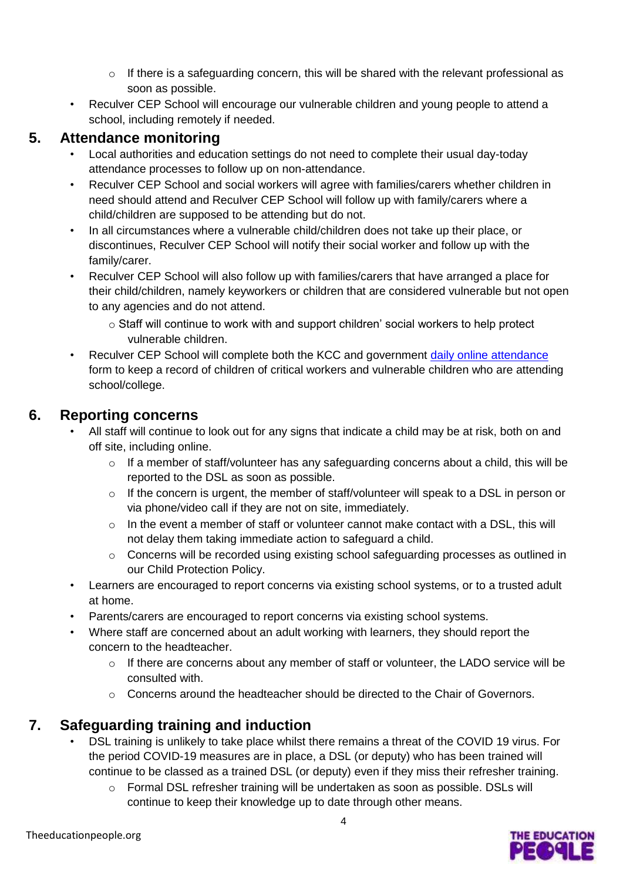- If there is a safeguarding concern, this will be shared with the relevant professional as soon as possible.
- Reculver CEP School will encourage our vulnerable children and young people to attend a school, including remotely if needed.

## 5. Attendance monitoring

- Local authorities and education settings do not need to complete their usual day-today attendance processes to follow up on non-attendance.
- Reculver CEP School and social workers will agree with families/carers whether children in need should attend and Reculver CEP School will follow up with family/carers where a child/children are supposed to be attending but do not.
- In all circumstances where a vulnerable child/children does not take up their place, or discontinues, Reculver CEP School will notify their social worker and follow up with the family/carer.
- Reculver CEP School will also follow up with families/carers that have arranged a place for their child/children, namely keyworkers or children that are considered vulnerable but not open to any agencies and do not attend.
    - Staff will continue to work with and support children' social workers to help protect vulnerable children.
- Reculver CEP School will complete both the KCC and government [daily online attendance](#) form to keep a record of children of critical workers and vulnerable children who are attending school/college.

## 6. Reporting concerns

- All staff will continue to look out for any signs that indicate a child may be at risk, both on and off site, including online.
    - If a member of staff/volunteer has any safeguarding concerns about a child, this will be reported to the DSL as soon as possible.
    - If the concern is urgent, the member of staff/volunteer will speak to a DSL in person or via phone/video call if they are not on site, immediately.
    - In the event a member of staff or volunteer cannot make contact with a DSL, this will not delay them taking immediate action to safeguard a child.
    - Concerns will be recorded using existing school safeguarding processes as outlined in our Child Protection Policy.
- Learners are encouraged to report concerns via existing school systems, or to a trusted adult at home.
- Parents/carers are encouraged to report concerns via existing school systems.
- Where staff are concerned about an adult working with learners, they should report the concern to the headteacher.
    - If there are concerns about any member of staff or volunteer, the LADO service will be consulted with.
    - Concerns around the headteacher should be directed to the Chair of Governors.

## 7. Safeguarding training and induction

- DSL training is unlikely to take place whilst there remains a threat of the COVID 19 virus. For the period COVID-19 measures are in place, a DSL (or deputy) who has been trained will continue to be classed as a trained DSL (or deputy) even if they miss their refresher training.
    - Formal DSL refresher training will be undertaken as soon as possible. DSLs will continue to keep their knowledge up to date through other means.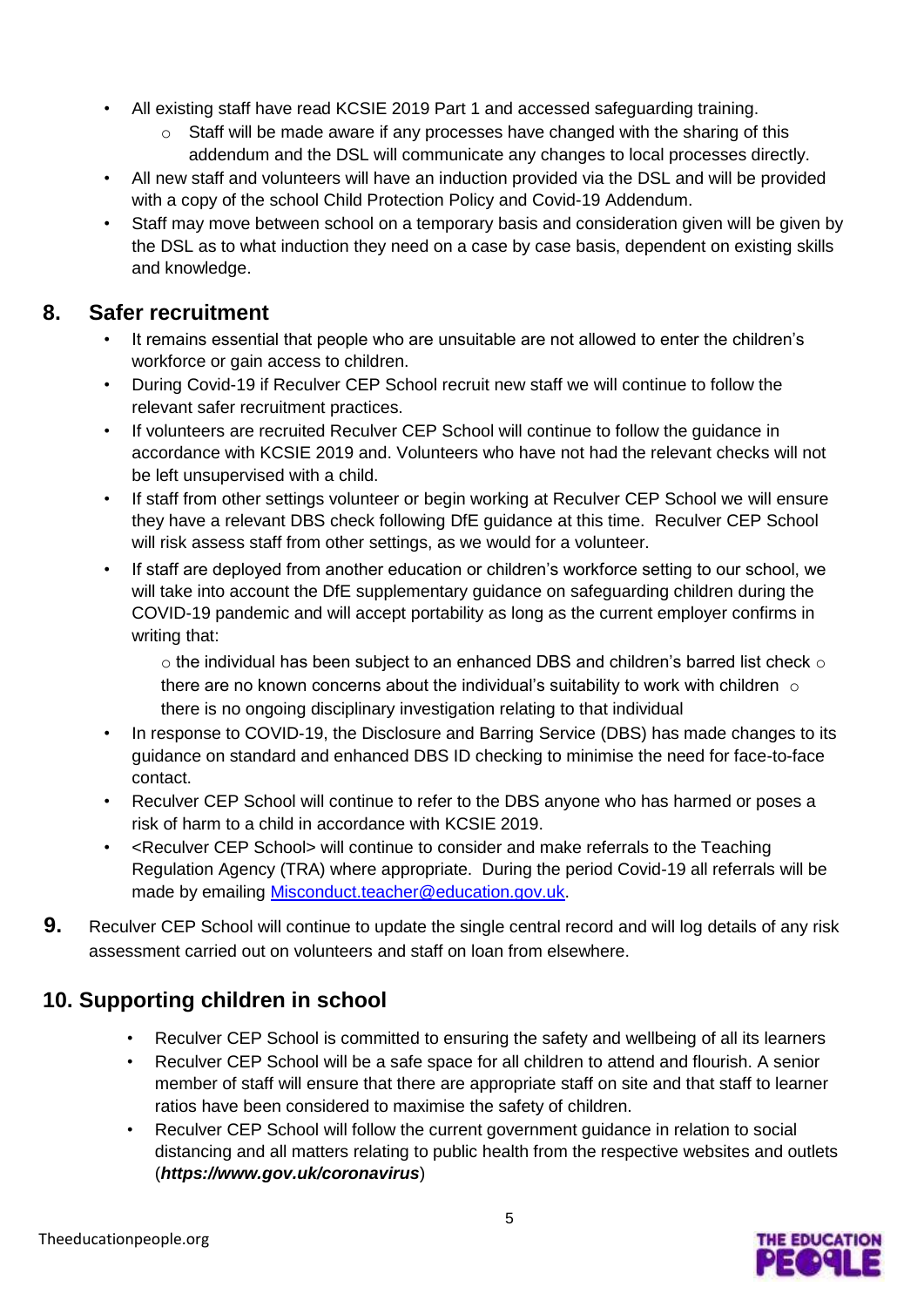- All existing staff have read KCSIE 2019 Part 1 and accessed safeguarding training.
    - Staff will be made aware if any processes have changed with the sharing of this addendum and the DSL will communicate any changes to local processes directly.
- All new staff and volunteers will have an induction provided via the DSL and will be provided with a copy of the school Child Protection Policy and Covid-19 Addendum.
- Staff may move between school on a temporary basis and consideration given will be given by the DSL as to what induction they need on a case by case basis, dependent on existing skills and knowledge.

## 8. Safer recruitment

- It remains essential that people who are unsuitable are not allowed to enter the children's workforce or gain access to children.
- During Covid-19 if Reculver CEP School recruit new staff we will continue to follow the relevant safer recruitment practices.
- If volunteers are recruited Reculver CEP School will continue to follow the guidance in accordance with KCSIE 2019 and. Volunteers who have not had the relevant checks will not be left unsupervised with a child.
- If staff from other settings volunteer or begin working at Reculver CEP School we will ensure they have a relevant DBS check following DfE guidance at this time. Reculver CEP School will risk assess staff from other settings, as we would for a volunteer.
- If staff are deployed from another education or children's workforce setting to our school, we will take into account the DfE supplementary guidance on safeguarding children during the COVID-19 pandemic and will accept portability as long as the current employer confirms in writing that:
    - the individual has been subject to an enhanced DBS and children's barred list check
    - there are no known concerns about the individual's suitability to work with children
    - there is no ongoing disciplinary investigation relating to that individual
- In response to COVID-19, the Disclosure and Barring Service (DBS) has made changes to its guidance on standard and enhanced DBS ID checking to minimise the need for face-to-face contact.
- Reculver CEP School will continue to refer to the DBS anyone who has harmed or poses a risk of harm to a child in accordance with KCSIE 2019.
- <Reculver CEP School> will continue to consider and make referrals to the Teaching Regulation Agency (TRA) where appropriate. During the period Covid-19 all referrals will be made by emailing Misconduct.teacher@education.gov.uk.

**9.** Reculver CEP School will continue to update the single central record and will log details of any risk assessment carried out on volunteers and staff on loan from elsewhere.

## 10. Supporting children in school

- Reculver CEP School is committed to ensuring the safety and wellbeing of all its learners
- Reculver CEP School will be a safe space for all children to attend and flourish. A senior member of staff will ensure that there are appropriate staff on site and that staff to learner ratios have been considered to maximise the safety of children.
- Reculver CEP School will follow the current government guidance in relation to social distancing and all matters relating to public health from the respective websites and outlets (***https://www.gov.uk/coronavirus***)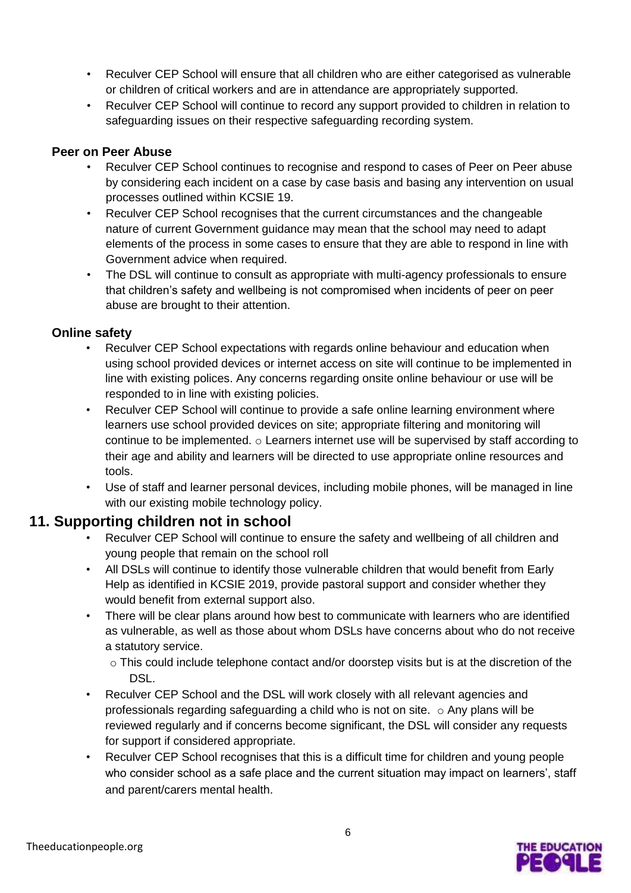- Reculver CEP School will ensure that all children who are either categorised as vulnerable or children of critical workers and are in attendance are appropriately supported.
- Reculver CEP School will continue to record any support provided to children in relation to safeguarding issues on their respective safeguarding recording system.

### Peer on Peer Abuse

- Reculver CEP School continues to recognise and respond to cases of Peer on Peer abuse by considering each incident on a case by case basis and basing any intervention on usual processes outlined within KCSIE 19.
- Reculver CEP School recognises that the current circumstances and the changeable nature of current Government guidance may mean that the school may need to adapt elements of the process in some cases to ensure that they are able to respond in line with Government advice when required.
- The DSL will continue to consult as appropriate with multi-agency professionals to ensure that children's safety and wellbeing is not compromised when incidents of peer on peer abuse are brought to their attention.

### Online safety

- Reculver CEP School expectations with regards online behaviour and education when using school provided devices or internet access on site will continue to be implemented in line with existing polices. Any concerns regarding onsite online behaviour or use will be responded to in line with existing policies.
- Reculver CEP School will continue to provide a safe online learning environment where learners use school provided devices on site; appropriate filtering and monitoring will continue to be implemented.
  - Learners internet use will be supervised by staff according to their age and ability and learners will be directed to use appropriate online resources and tools.
- Use of staff and learner personal devices, including mobile phones, will be managed in line with our existing mobile technology policy.

## 11. Supporting children not in school

- Reculver CEP School will continue to ensure the safety and wellbeing of all children and young people that remain on the school roll
- All DSLs will continue to identify those vulnerable children that would benefit from Early Help as identified in KCSIE 2019, provide pastoral support and consider whether they would benefit from external support also.
- There will be clear plans around how best to communicate with learners who are identified as vulnerable, as well as those about whom DSLs have concerns about who do not receive a statutory service.
  - This could include telephone contact and/or doorstep visits but is at the discretion of the DSL.
- Reculver CEP School and the DSL will work closely with all relevant agencies and professionals regarding safeguarding a child who is not on site.
  - Any plans will be reviewed regularly and if concerns become significant, the DSL will consider any requests for support if considered appropriate.
- Reculver CEP School recognises that this is a difficult time for children and young people who consider school as a safe place and the current situation may impact on learners', staff and parent/carers mental health.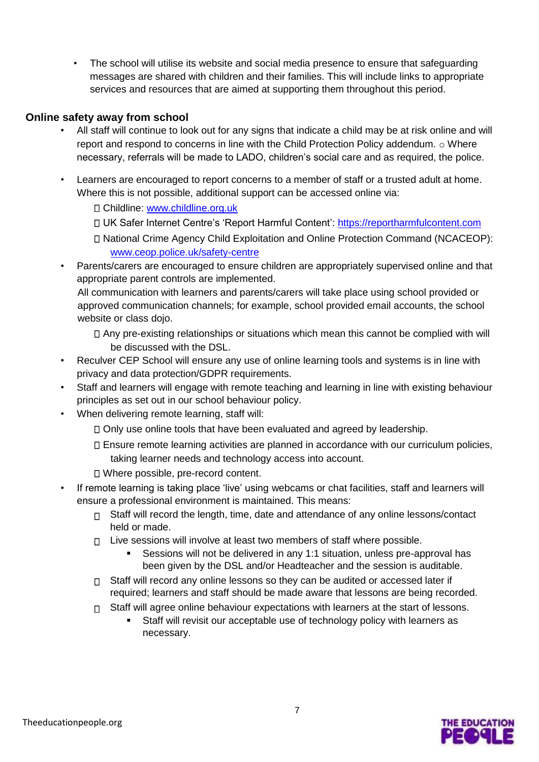- The school will utilise its website and social media presence to ensure that safeguarding messages are shared with children and their families. This will include links to appropriate services and resources that are aimed at supporting them throughout this period.

### Online safety away from school

- All staff will continue to look out for any signs that indicate a child may be at risk online and will report and respond to concerns in line with the Child Protection Policy addendum. ○ Where necessary, referrals will be made to LADO, children's social care and as required, the police.
- Learners are encouraged to report concerns to a member of staff or a trusted adult at home. Where this is not possible, additional support can be accessed online via:
  - Childline: www.childline.org.uk
  - UK Safer Internet Centre's 'Report Harmful Content': https://reportharmfulcontent.com
  - National Crime Agency Child Exploitation and Online Protection Command (NCACEOP): www.ceop.police.uk/safety-centre
- Parents/carers are encouraged to ensure children are appropriately supervised online and that appropriate parent controls are implemented.
  All communication with learners and parents/carers will take place using school provided or approved communication channels; for example, school provided email accounts, the school website or class dojo.
  - Any pre-existing relationships or situations which mean this cannot be complied with will be discussed with the DSL.
- Reculver CEP School will ensure any use of online learning tools and systems is in line with privacy and data protection/GDPR requirements.
- Staff and learners will engage with remote teaching and learning in line with existing behaviour principles as set out in our school behaviour policy.
- When delivering remote learning, staff will:
  - Only use online tools that have been evaluated and agreed by leadership.
  - Ensure remote learning activities are planned in accordance with our curriculum policies, taking learner needs and technology access into account.
  - Where possible, pre-record content.
- If remote learning is taking place 'live' using webcams or chat facilities, staff and learners will ensure a professional environment is maintained. This means:
  - Staff will record the length, time, date and attendance of any online lessons/contact held or made.
  - Live sessions will involve at least two members of staff where possible.
    - Sessions will not be delivered in any 1:1 situation, unless pre-approval has been given by the DSL and/or Headteacher and the session is auditable.
  - Staff will record any online lessons so they can be audited or accessed later if required; learners and staff should be made aware that lessons are being recorded.
  - Staff will agree online behaviour expectations with learners at the start of lessons.
    - Staff will revisit our acceptable use of technology policy with learners as necessary.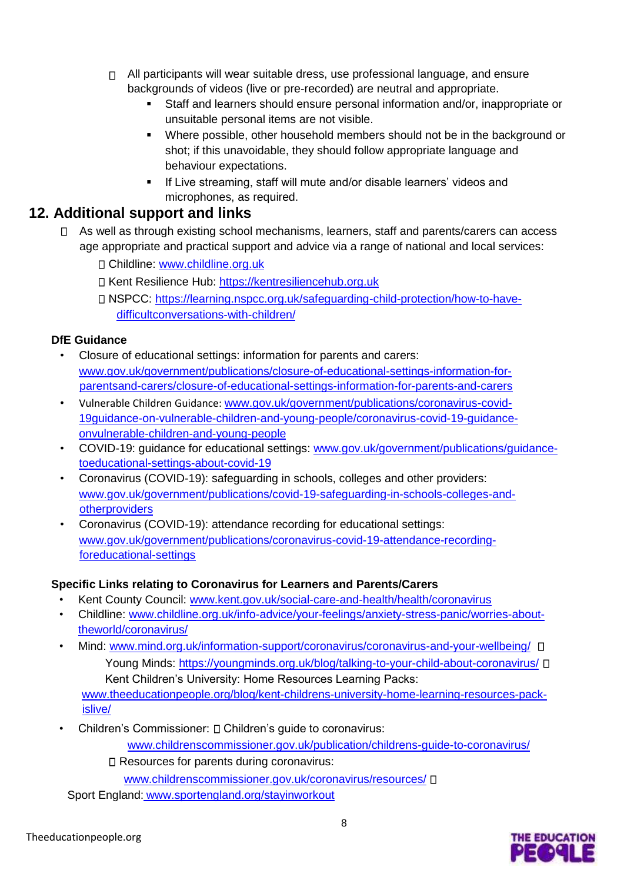- All participants will wear suitable dress, use professional language, and ensure backgrounds of videos (live or pre-recorded) are neutral and appropriate.
    - Staff and learners should ensure personal information and/or, inappropriate or unsuitable personal items are not visible.
    - Where possible, other household members should not be in the background or shot; if this unavoidable, they should follow appropriate language and behaviour expectations.
    - If Live streaming, staff will mute and/or disable learners' videos and microphones, as required.

## 12. Additional support and links

- As well as through existing school mechanisms, learners, staff and parents/carers can access age appropriate and practical support and advice via a range of national and local services:
    - Childline: www.childline.org.uk
    - Kent Resilience Hub: https://kentresiliencehub.org.uk
    - NSPCC: https://learning.nspcc.org.uk/safeguarding-child-protection/how-to-have-difficultconversations-with-children/

**DfE Guidance**

- Closure of educational settings: information for parents and carers: www.gov.uk/government/publications/closure-of-educational-settings-information-for-parentsand-carers/closure-of-educational-settings-information-for-parents-and-carers
- Vulnerable Children Guidance: www.gov.uk/government/publications/coronavirus-covid-19guidance-on-vulnerable-children-and-young-people/coronavirus-covid-19-guidance-onvulnerable-children-and-young-people
- COVID-19: guidance for educational settings: www.gov.uk/government/publications/guidance-toeducational-settings-about-covid-19
- Coronavirus (COVID-19): safeguarding in schools, colleges and other providers: www.gov.uk/government/publications/covid-19-safeguarding-in-schools-colleges-and-otherproviders
- Coronavirus (COVID-19): attendance recording for educational settings: www.gov.uk/government/publications/coronavirus-covid-19-attendance-recording-foreducational-settings

**Specific Links relating to Coronavirus for Learners and Parents/Carers**

- Kent County Council: www.kent.gov.uk/social-care-and-health/health/coronavirus
- Childline: www.childline.org.uk/info-advice/your-feelings/anxiety-stress-panic/worries-about-theworld/coronavirus/
- Mind: www.mind.org.uk/information-support/coronavirus/coronavirus-and-your-wellbeing/
    - Young Minds: https://youngminds.org.uk/blog/talking-to-your-child-about-coronavirus/
    - Kent Children's University: Home Resources Learning Packs: www.theeducationpeople.org/blog/kent-childrens-university-home-learning-resources-pack-islive/
- Children's Commissioner:
    - Children's guide to coronavirus: www.childrenscommissioner.gov.uk/publication/childrens-guide-to-coronavirus/
    - Resources for parents during coronavirus: www.childrenscommissioner.gov.uk/coronavirus/resources/
- Sport England: www.sportengland.org/stayinworkout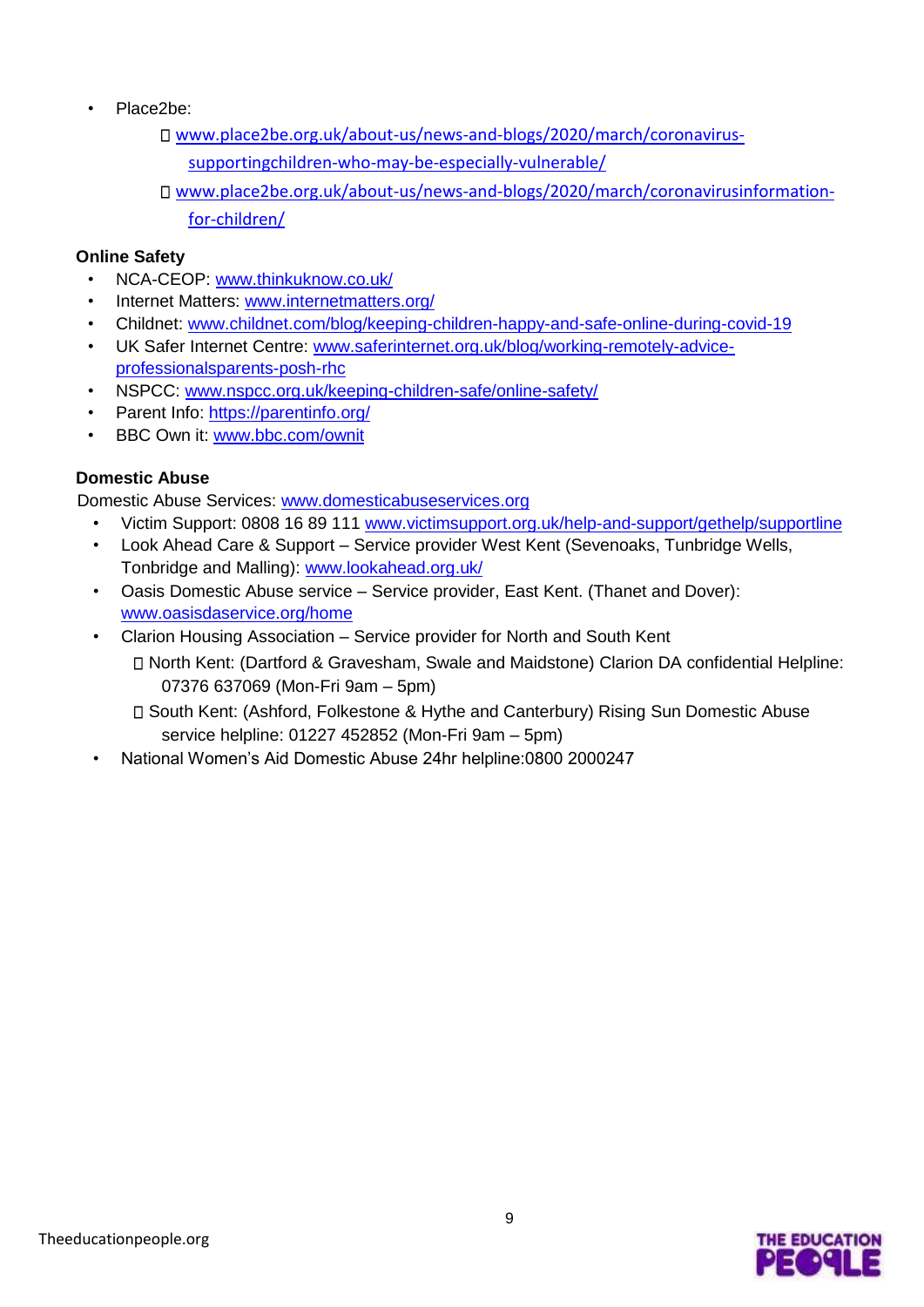- Place2be:
  - www.place2be.org.uk/about-us/news-and-blogs/2020/march/coronavirus-supportingchildren-who-may-be-especially-vulnerable/
  - www.place2be.org.uk/about-us/news-and-blogs/2020/march/coronavirusinformation-for-children/

**Online Safety**

- NCA-CEOP: www.thinkuknow.co.uk/
- Internet Matters: www.internetmatters.org/
- Childnet: www.childnet.com/blog/keeping-children-happy-and-safe-online-during-covid-19
- UK Safer Internet Centre: www.saferinternet.org.uk/blog/working-remotely-advice-professionalsparents-posh-rhc
- NSPCC: www.nspcc.org.uk/keeping-children-safe/online-safety/
- Parent Info: https://parentinfo.org/
- BBC Own it: www.bbc.com/ownit

**Domestic Abuse**

Domestic Abuse Services: www.domesticabuseservices.org

- Victim Support: 0808 16 89 111 www.victimsupport.org.uk/help-and-support/gethelp/supportline
- Look Ahead Care & Support – Service provider West Kent (Sevenoaks, Tunbridge Wells, Tonbridge and Malling): www.lookahead.org.uk/
- Oasis Domestic Abuse service – Service provider, East Kent. (Thanet and Dover): www.oasisdaservice.org/home
- Clarion Housing Association – Service provider for North and South Kent
  - North Kent: (Dartford & Gravesham, Swale and Maidstone) Clarion DA confidential Helpline: 07376 637069 (Mon-Fri 9am – 5pm)
  - South Kent: (Ashford, Folkestone & Hythe and Canterbury) Rising Sun Domestic Abuse service helpline: 01227 452852 (Mon-Fri 9am – 5pm)
- National Women's Aid Domestic Abuse 24hr helpline:0800 2000247